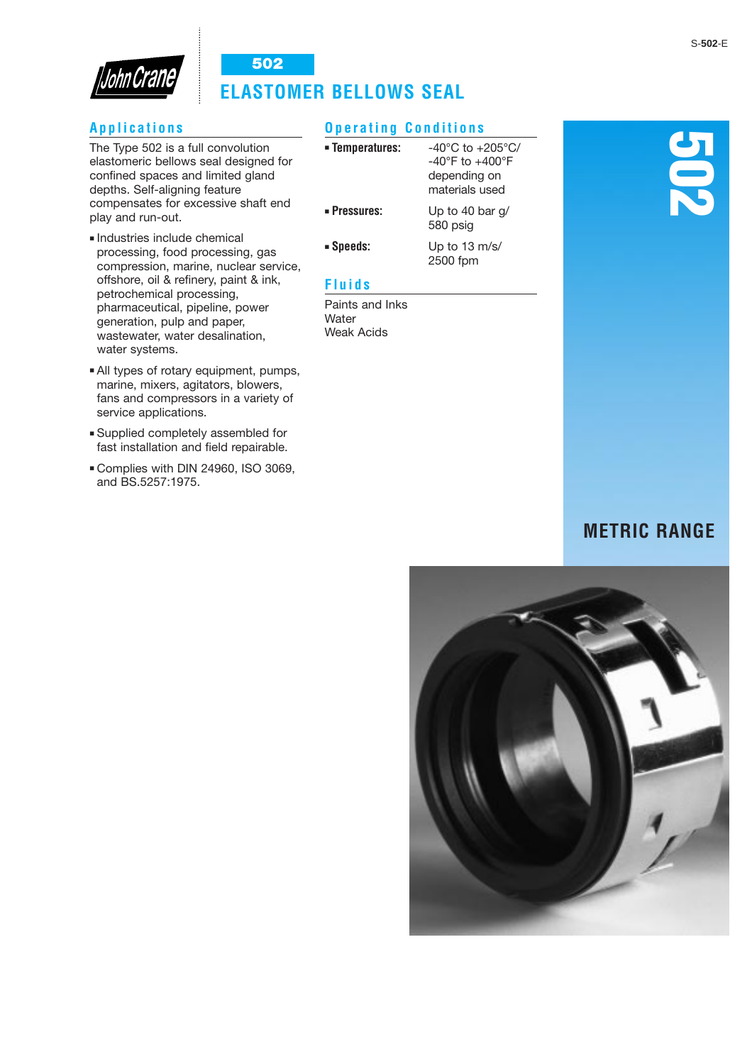S-502-E

# 502

# ELASTOMER BELLOWS SEAL

## Applications

The Type 502 is a full convolution elastomeric bellows seal designed for confined spaces and limited gland depths. Self-aligning feature compensates for excessive shaft end play and run-out.

- Industries include chemical processing, food processing, gas compression, marine, nuclear service, offshore, oil & refinery, paint & ink, petrochemical processing, pharmaceutical, pipeline, power generation, pulp and paper, wastewater, water desalination, water systems.
- All types of rotary equipment, pumps, marine, mixers, agitators, blowers, fans and compressors in a variety of service applications.
- Supplied completely assembled for fast installation and field repairable.
- Complies with DIN 24960, ISO 3069, and BS.5257:1975.

## Operating Conditions

- **Temperatures:** -40°C to +205°C/ -40°F to +400°F depending on materials used
- **Pressures:** Up to 40 bar g/ 580 psig
- **Speeds:** Up to 13 m/s/ 2500 fpm

## Fluids

Paints and Inks
Water
Weak Acids

502

METRIC RANGE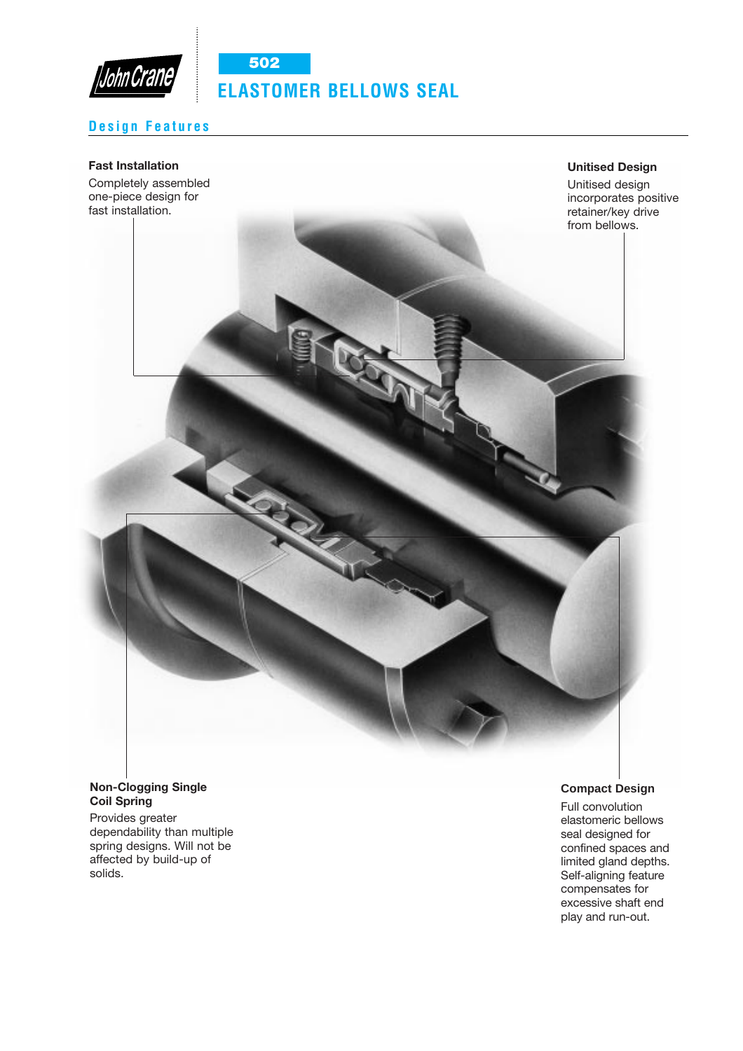# 502 ELASTOMER BELLOWS SEAL

## Design Features

**Fast Installation**

Completely assembled one-piece design for fast installation.

**Unitised Design**

Unitised design incorporates positive retainer/key drive from bellows.

**Non-Clogging Single Coil Spring**

Provides greater dependability than multiple spring designs. Will not be affected by build-up of solids.

**Compact Design**

Full convolution elastomeric bellows seal designed for confined spaces and limited gland depths. Self-aligning feature compensates for excessive shaft end play and run-out.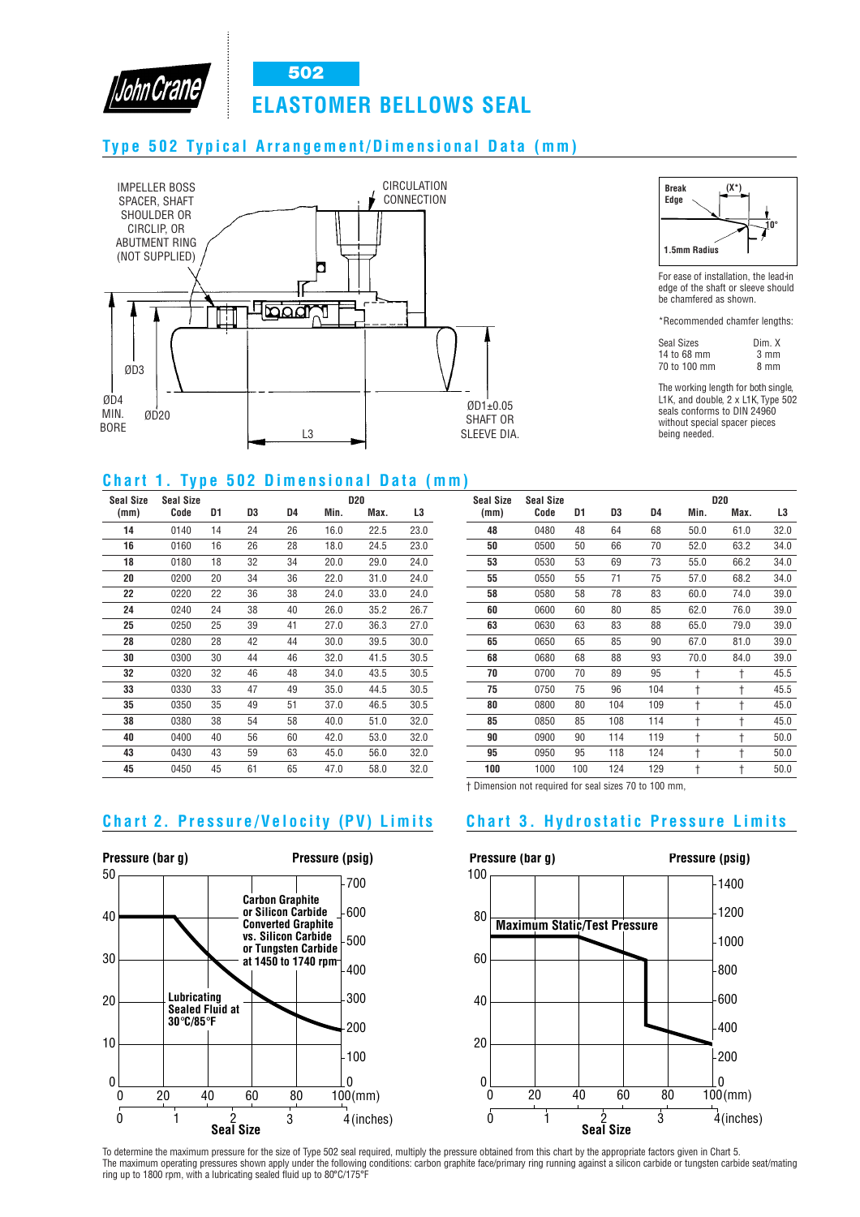# 502 ELASTOMER BELLOWS SEAL

## Type 502 Typical Arrangement/Dimensional Data (mm)

IMPELLER BOSS SPACER, SHAFT SHOULDER OR CIRCLIP, OR ABUTMENT RING (NOT SUPPLIED)

CIRCULATION CONNECTION

ØD3

ØD4 MIN. BORE

ØD20

L3

ØD1±0.05 SHAFT OR SLEEVE DIA.

Break Edge (X*) 10° 1.5mm Radius

For ease of installation, the lead-in edge of the shaft or sleeve should be chamfered as shown.

*Recommended chamfer lengths:

| Seal Sizes | Dim. X |
|---|---|
| 14 to 68 mm | 3 mm |
| 70 to 100 mm | 8 mm |

The working length for both single, L1K, and double, 2 x L1K, Type 502 seals conforms to DIN 24960 without special spacer pieces being needed.

## Chart 1. Type 502 Dimensional Data (mm)

| Seal Size (mm) | Seal Size Code | D1 | D3 | D4 | D20 Min. | D20 Max. | L3 |
|---|---|---|---|---|---|---|---|
| **14** | 0140 | 14 | 24 | 26 | 16.0 | 22.5 | 23.0 |
| **16** | 0160 | 16 | 26 | 28 | 18.0 | 24.5 | 23.0 |
| **18** | 0180 | 18 | 32 | 34 | 20.0 | 29.0 | 24.0 |
| **20** | 0200 | 20 | 34 | 36 | 22.0 | 31.0 | 24.0 |
| **22** | 0220 | 22 | 36 | 38 | 24.0 | 33.0 | 24.0 |
| **24** | 0240 | 24 | 38 | 40 | 26.0 | 35.2 | 26.7 |
| **25** | 0250 | 25 | 39 | 41 | 27.0 | 36.3 | 27.0 |
| **28** | 0280 | 28 | 42 | 44 | 30.0 | 39.5 | 30.0 |
| **30** | 0300 | 30 | 44 | 46 | 32.0 | 41.5 | 30.5 |
| **32** | 0320 | 32 | 46 | 48 | 34.0 | 43.5 | 30.5 |
| **33** | 0330 | 33 | 47 | 49 | 35.0 | 44.5 | 30.5 |
| **35** | 0350 | 35 | 49 | 51 | 37.0 | 46.5 | 30.5 |
| **38** | 0380 | 38 | 54 | 58 | 40.0 | 51.0 | 32.0 |
| **40** | 0400 | 40 | 56 | 60 | 42.0 | 53.0 | 32.0 |
| **43** | 0430 | 43 | 59 | 63 | 45.0 | 56.0 | 32.0 |
| **45** | 0450 | 45 | 61 | 65 | 47.0 | 58.0 | 32.0 |
| **48** | 0480 | 48 | 64 | 68 | 50.0 | 61.0 | 32.0 |
| **50** | 0500 | 50 | 66 | 70 | 52.0 | 63.2 | 34.0 |
| **53** | 0530 | 53 | 69 | 73 | 55.0 | 66.2 | 34.0 |
| **55** | 0550 | 55 | 71 | 75 | 57.0 | 68.2 | 34.0 |
| **58** | 0580 | 58 | 78 | 83 | 60.0 | 74.0 | 39.0 |
| **60** | 0600 | 60 | 80 | 85 | 62.0 | 76.0 | 39.0 |
| **63** | 0630 | 63 | 83 | 88 | 65.0 | 79.0 | 39.0 |
| **65** | 0650 | 65 | 85 | 90 | 67.0 | 81.0 | 39.0 |
| **68** | 0680 | 68 | 88 | 93 | 70.0 | 84.0 | 39.0 |
| **70** | 0700 | 70 | 89 | 95 | † | † | 45.5 |
| **75** | 0750 | 75 | 96 | 104 | † | † | 45.5 |
| **80** | 0800 | 80 | 104 | 109 | † | † | 45.0 |
| **85** | 0850 | 85 | 108 | 114 | † | † | 45.0 |
| **90** | 0900 | 90 | 114 | 119 | † | † | 50.0 |
| **95** | 0950 | 95 | 118 | 124 | † | † | 50.0 |
| **100** | 1000 | 100 | 124 | 129 | † | † | 50.0 |

† Dimension not required for seal sizes 70 to 100 mm,

## Chart 2. Pressure/Velocity (PV) Limits

Pressure (bar g) / Pressure (psig)

Carbon Graphite or Silicon Carbide Converted Graphite vs. Silicon Carbide or Tungsten Carbide at 1450 to 1740 rpm

Lubricating Sealed Fluid at 30°C/85°F

Seal Size (mm / inches)

## Chart 3. Hydrostatic Pressure Limits

Pressure (bar g) / Pressure (psig)

Maximum Static/Test Pressure

Seal Size (mm / inches)

To determine the maximum pressure for the size of Type 502 seal required, multiply the pressure obtained from this chart by the appropriate factors given in Chart 5.
The maximum operating pressures shown apply under the following conditions: carbon graphite face/primary ring running against a silicon carbide or tungsten carbide seat/mating ring up to 1800 rpm, with a lubricating sealed fluid up to 80°C/175°F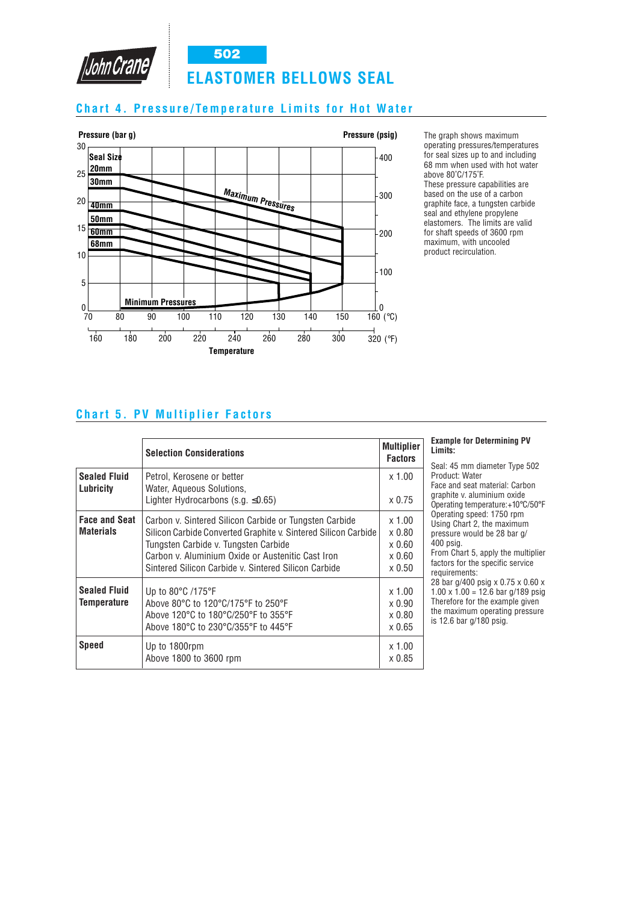# 502 ELASTOMER BELLOWS SEAL

## Chart 4. Pressure/Temperature Limits for Hot Water

Pressure (bar g) | Pressure (psig)

Seal Size: 20mm, 30mm, 40mm, 50mm, 60mm, 68mm

Maximum Pressures

Minimum Pressures

Temperature: 70, 80, 90, 100, 110, 120, 130, 140, 150, 160 (°C) / 160, 180, 200, 220, 240, 260, 280, 300, 320 (°F)

The graph shows maximum operating pressures/temperatures for seal sizes up to and including 68 mm when used with hot water above 80°C/175°F.
These pressure capabilities are based on the use of a carbon graphite face, a tungsten carbide seal and ethylene propylene elastomers. The limits are valid for shaft speeds of 3600 rpm maximum, with uncooled product recirculation.

## Chart 5. PV Multiplier Factors

| | Selection Considerations | Multiplier Factors |
|---|---|---|
| **Sealed Fluid Lubricity** | Petrol, Kerosene or better<br>Water, Aqueous Solutions, Lighter Hydrocarbons (s.g. ≤0.65) | x 1.00<br>x 0.75 |
| **Face and Seat Materials** | Carbon v. Sintered Silicon Carbide or Tungsten Carbide<br>Silicon Carbide Converted Graphite v. Sintered Silicon Carbide<br>Tungsten Carbide v. Tungsten Carbide<br>Carbon v. Aluminium Oxide or Austenitic Cast Iron<br>Sintered Silicon Carbide v. Sintered Silicon Carbide | x 1.00<br>x 0.80<br>x 0.60<br>x 0.60<br>x 0.50 |
| **Sealed Fluid Temperature** | Up to 80°C /175°F<br>Above 80°C to 120°C/175°F to 250°F<br>Above 120°C to 180°C/250°F to 355°F<br>Above 180°C to 230°C/355°F to 445°F | x 1.00<br>x 0.90<br>x 0.80<br>x 0.65 |
| **Speed** | Up to 1800rpm<br>Above 1800 to 3600 rpm | x 1.00<br>x 0.85 |

**Example for Determining PV Limits:**

Seal: 45 mm diameter Type 502
Product: Water
Face and seat material: Carbon graphite v. aluminium oxide
Operating temperature: +10°C/50°F
Operating speed: 1750 rpm
Using Chart 2, the maximum pressure would be 28 bar g/ 400 psig.
From Chart 5, apply the multiplier factors for the specific service requirements:
28 bar g/400 psig x 0.75 x 0.60 x 1.00 x 1.00 = 12.6 bar g/189 psig
Therefore for the example given the maximum operating pressure is 12.6 bar g/180 psig.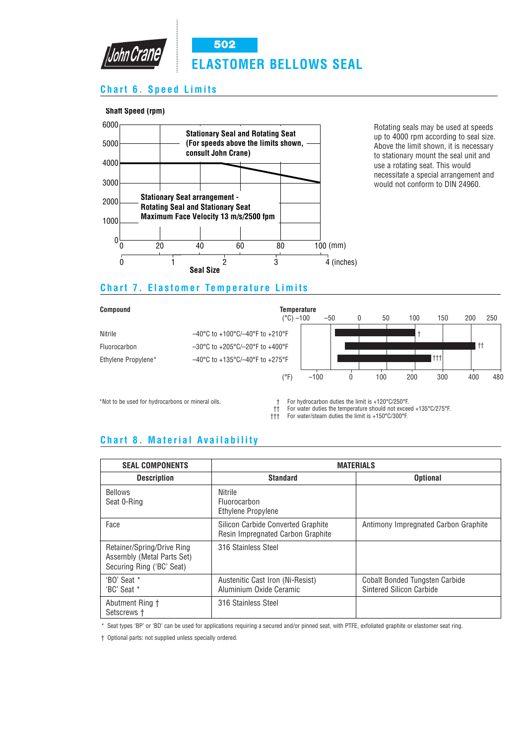# 502 ELASTOMER BELLOWS SEAL

## Chart 6. Speed Limits

Shaft Speed (rpm)

Stationary Seal and Rotating Seat (For speeds above the limits shown, consult John Crane)

Stationary Seat arrangement - Rotating Seal and Stationary Seat Maximum Face Velocity 13 m/s/2500 fpm

Seal Size: 0–100 (mm) / 0–4 (inches)

Rotating seals may be used at speeds up to 4000 rpm according to seal size. Above the limit shown, it is necessary to stationary mount the seal unit and use a rotating seat. This would necessitate a special arrangement and would not conform to DIN 24960.

## Chart 7. Elastomer Temperature Limits

| Compound | Temperature |
|---|---|
| Nitrile | –40°C to +100°C/–40°F to +210°F † |
| Fluorocarbon | –30°C to +205°C/–20°F to +400°F †† |
| Ethylene Propylene* | –40°C to +135°C/–40°F to +275°F ††† |

*Not to be used for hydrocarbons or mineral oils.

† For hydrocarbon duties the limit is +120°C/250°F.
†† For water duties the temperature should not exceed +135°C/275°F.
††† For water/steam duties the limit is +150°C/300°F.

## Chart 8. Material Availability

| SEAL COMPONENTS | MATERIALS | |
|---|---|---|
| **Description** | **Standard** | **Optional** |
| Bellows<br>Seat O-Ring | Nitrile<br>Fluorocarbon<br>Ethylene Propylene | |
| Face | Silicon Carbide Converted Graphite<br>Resin Impregnated Carbon Graphite | Antimony Impregnated Carbon Graphite |
| Retainer/Spring/Drive Ring Assembly (Metal Parts Set)<br>Securing Ring ('BC' Seat) | 316 Stainless Steel | |
| 'BO' Seat *<br>'BC' Seat * | Austenitic Cast Iron (Ni-Resist)<br>Aluminium Oxide Ceramic | Cobalt Bonded Tungsten Carbide<br>Sintered Silicon Carbide |
| Abutment Ring †<br>Setscrews † | 316 Stainless Steel | |

\* Seat types 'BP' or 'BD' can be used for applications requiring a secured and/or pinned seat, with PTFE, exfoliated graphite or elastomer seat ring.

† Optional parts: not supplied unless specially ordered.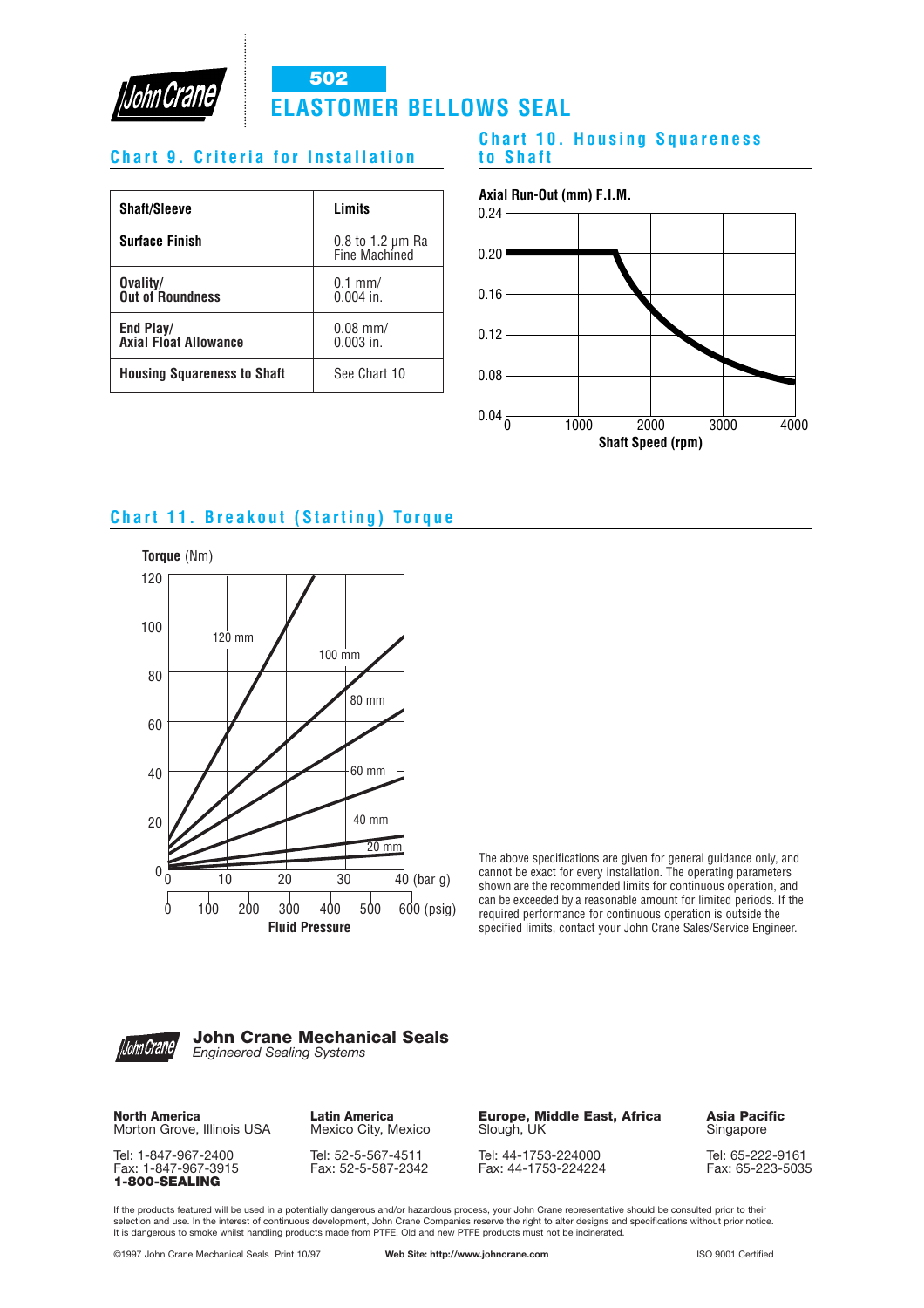502

# ELASTOMER BELLOWS SEAL

## Chart 9. Criteria for Installation

| Shaft/Sleeve | Limits |
|---|---|
| **Surface Finish** | 0.8 to 1.2 μm Ra Fine Machined |
| **Ovality/ Out of Roundness** | 0.1 mm/ 0.004 in. |
| **End Play/ Axial Float Allowance** | 0.08 mm/ 0.003 in. |
| **Housing Squareness to Shaft** | See Chart 10 |

## Chart 10. Housing Squareness to Shaft

**Axial Run-Out (mm) F.I.M.**

0.24
0.20
0.16
0.12
0.08
0.04

0
1000
2000
3000
4000

**Shaft Speed (rpm)**

## Chart 11. Breakout (Starting) Torque

**Torque** (Nm)

120
100
80
60
40
20
0

120 mm
100 mm
80 mm
60 mm
40 mm
20 mm

0
10
20
30
40 (bar g)

0
100
200
300
400
500
600 (psig)

**Fluid Pressure**

The above specifications are given for general guidance only, and cannot be exact for every installation. The operating parameters shown are the recommended limits for continuous operation, and can be exceeded by a reasonable amount for limited periods. If the required performance for continuous operation is outside the specified limits, contact your John Crane Sales/Service Engineer.

**John Crane Mechanical Seals**
*Engineered Sealing Systems*

**North America**
Morton Grove, Illinois USA

Tel: 1-847-967-2400
Fax: 1-847-967-3915
**1-800-SEALING**

**Latin America**
Mexico City, Mexico

Tel: 52-5-567-4511
Fax: 52-5-587-2342

**Europe, Middle East, Africa**
Slough, UK

Tel: 44-1753-224000
Fax: 44-1753-224224

**Asia Pacific**
Singapore

Tel: 65-222-9161
Fax: 65-223-5035

If the products featured will be used in a potentially dangerous and/or hazardous process, your John Crane representative should be consulted prior to their selection and use. In the interest of continuous development, John Crane Companies reserve the right to alter designs and specifications without prior notice. It is dangerous to smoke whilst handling products made from PTFE. Old and new PTFE products must not be incinerated.

©1997 John Crane Mechanical Seals Print 10/97 **Web Site: http://www.johncrane.com** ISO 9001 Certified